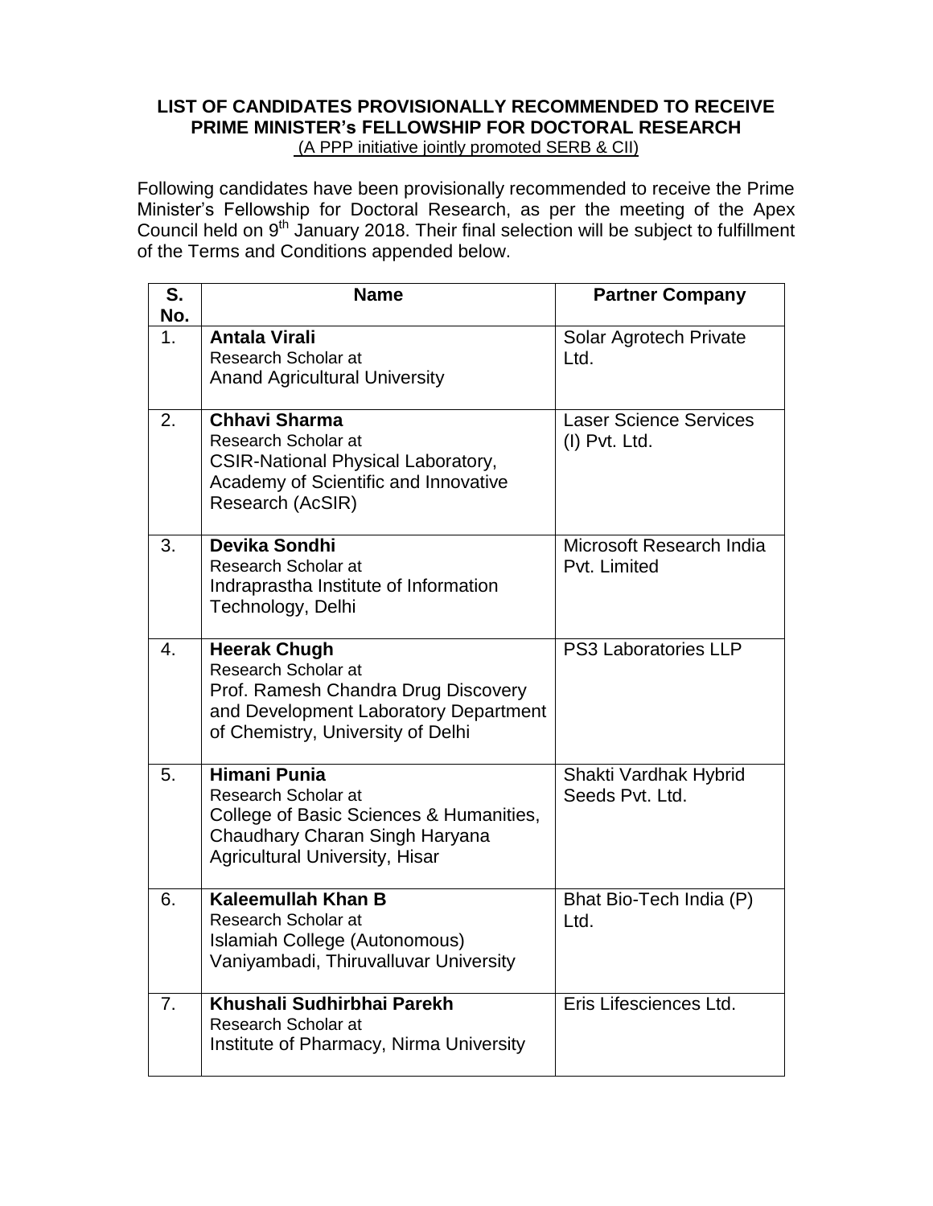# LIST OF CANDIDATES PROVISIONALLY RECOMMENDED TO RECEIVE PRIME MINISTER's FELLOWSHIP FOR DOCTORAL RESEARCH

(A PPP initiative jointly promoted SERB & CII)

Following candidates have been provisionally recommended to receive the Prime Minister's Fellowship for Doctoral Research, as per the meeting of the Apex Council held on 9th January 2018. Their final selection will be subject to fulfillment of the Terms and Conditions appended below.

| S. No. | Name | Partner Company |
|---|---|---|
| 1. | **Antala Virali**<br>Research Scholar at<br>Anand Agricultural University | Solar Agrotech Private Ltd. |
| 2. | **Chhavi Sharma**<br>Research Scholar at<br>CSIR-National Physical Laboratory, Academy of Scientific and Innovative Research (AcSIR) | Laser Science Services (I) Pvt. Ltd. |
| 3. | **Devika Sondhi**<br>Research Scholar at<br>Indraprastha Institute of Information Technology, Delhi | Microsoft Research India Pvt. Limited |
| 4. | **Heerak Chugh**<br>Research Scholar at<br>Prof. Ramesh Chandra Drug Discovery and Development Laboratory Department of Chemistry, University of Delhi | PS3 Laboratories LLP |
| 5. | **Himani Punia**<br>Research Scholar at<br>College of Basic Sciences & Humanities, Chaudhary Charan Singh Haryana Agricultural University, Hisar | Shakti Vardhak Hybrid Seeds Pvt. Ltd. |
| 6. | **Kaleemullah Khan B**<br>Research Scholar at<br>Islamiah College (Autonomous) Vaniyambadi, Thiruvalluvar University | Bhat Bio-Tech India (P) Ltd. |
| 7. | **Khushali Sudhirbhai Parekh**<br>Research Scholar at<br>Institute of Pharmacy, Nirma University | Eris Lifesciences Ltd. |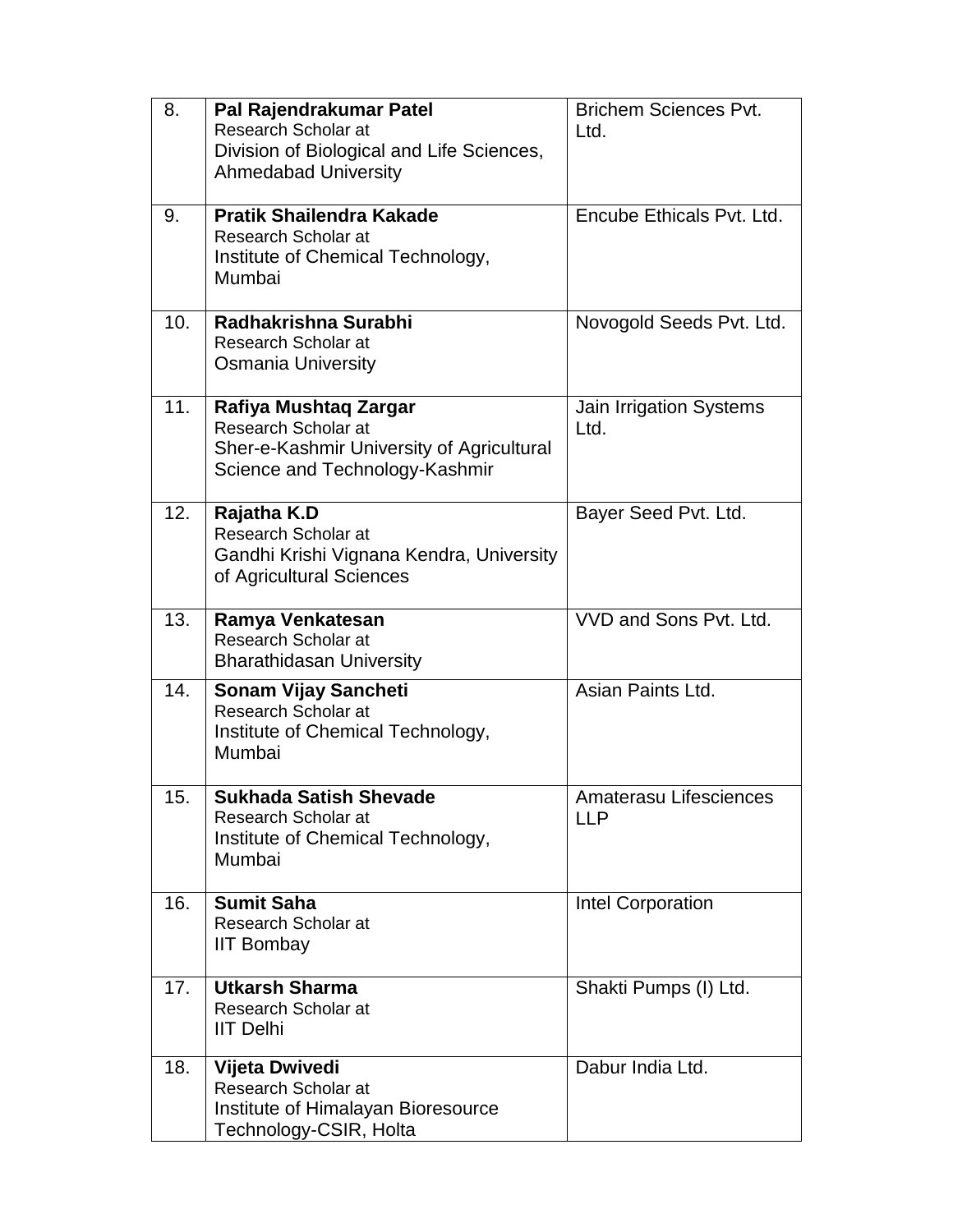| 8. | **Pal Rajendrakumar Patel**<br>Research Scholar at<br>Division of Biological and Life Sciences, Ahmedabad University | Brichem Sciences Pvt. Ltd. |
|---|---|---|
| 9. | **Pratik Shailendra Kakade**<br>Research Scholar at<br>Institute of Chemical Technology, Mumbai | Encube Ethicals Pvt. Ltd. |
| 10. | **Radhakrishna Surabhi**<br>Research Scholar at<br>Osmania University | Novogold Seeds Pvt. Ltd. |
| 11. | **Rafiya Mushtaq Zargar**<br>Research Scholar at<br>Sher-e-Kashmir University of Agricultural Science and Technology-Kashmir | Jain Irrigation Systems Ltd. |
| 12. | **Rajatha K.D**<br>Research Scholar at<br>Gandhi Krishi Vignana Kendra, University of Agricultural Sciences | Bayer Seed Pvt. Ltd. |
| 13. | **Ramya Venkatesan**<br>Research Scholar at<br>Bharathidasan University | VVD and Sons Pvt. Ltd. |
| 14. | **Sonam Vijay Sancheti**<br>Research Scholar at<br>Institute of Chemical Technology, Mumbai | Asian Paints Ltd. |
| 15. | **Sukhada Satish Shevade**<br>Research Scholar at<br>Institute of Chemical Technology, Mumbai | Amaterasu Lifesciences LLP |
| 16. | **Sumit Saha**<br>Research Scholar at<br>IIT Bombay | Intel Corporation |
| 17. | **Utkarsh Sharma**<br>Research Scholar at<br>IIT Delhi | Shakti Pumps (I) Ltd. |
| 18. | **Vijeta Dwivedi**<br>Research Scholar at<br>Institute of Himalayan Bioresource Technology-CSIR, Holta | Dabur India Ltd. |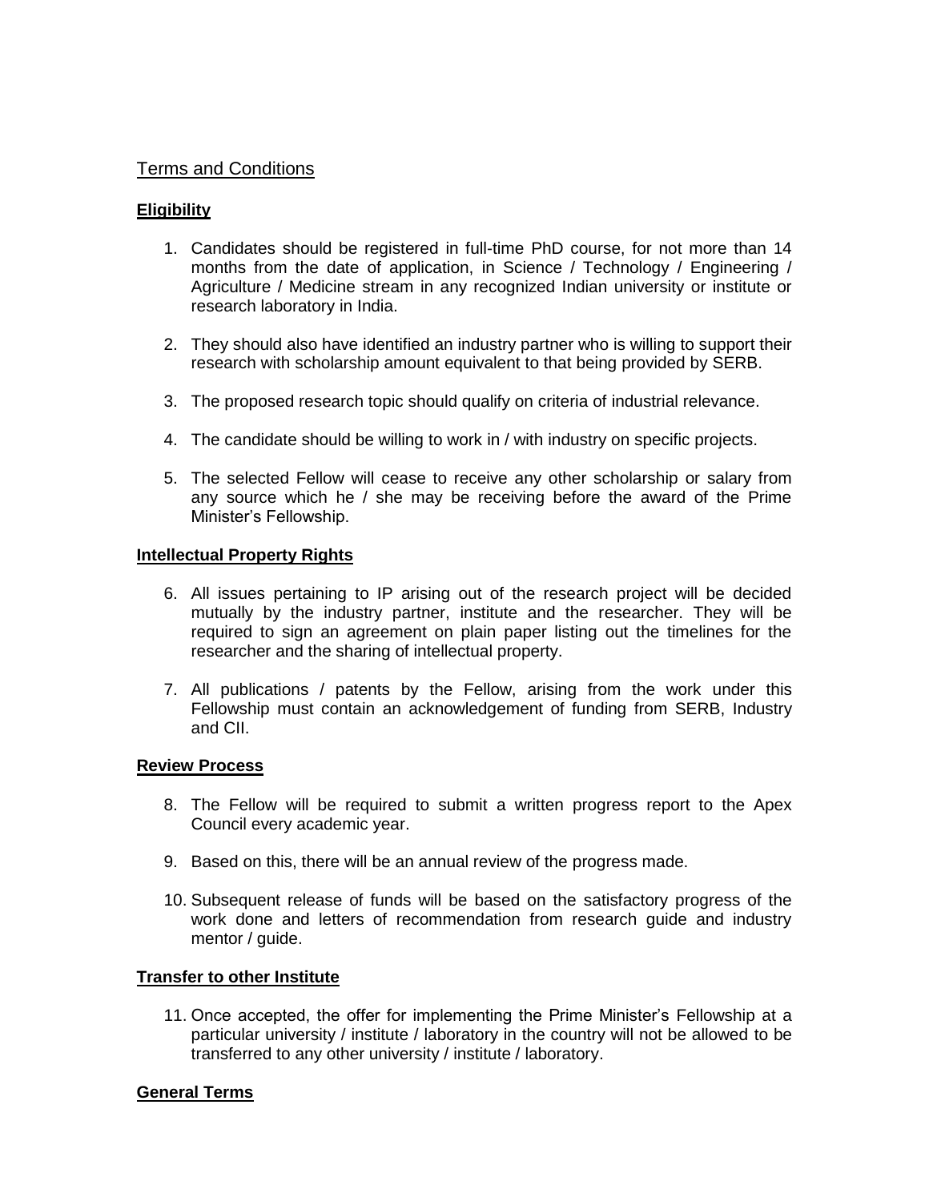Terms and Conditions

## Eligibility

1. Candidates should be registered in full-time PhD course, for not more than 14 months from the date of application, in Science / Technology / Engineering / Agriculture / Medicine stream in any recognized Indian university or institute or research laboratory in India.

2. They should also have identified an industry partner who is willing to support their research with scholarship amount equivalent to that being provided by SERB.

3. The proposed research topic should qualify on criteria of industrial relevance.

4. The candidate should be willing to work in / with industry on specific projects.

5. The selected Fellow will cease to receive any other scholarship or salary from any source which he / she may be receiving before the award of the Prime Minister's Fellowship.

## Intellectual Property Rights

6. All issues pertaining to IP arising out of the research project will be decided mutually by the industry partner, institute and the researcher. They will be required to sign an agreement on plain paper listing out the timelines for the researcher and the sharing of intellectual property.

7. All publications / patents by the Fellow, arising from the work under this Fellowship must contain an acknowledgement of funding from SERB, Industry and CII.

## Review Process

8. The Fellow will be required to submit a written progress report to the Apex Council every academic year.

9. Based on this, there will be an annual review of the progress made.

10. Subsequent release of funds will be based on the satisfactory progress of the work done and letters of recommendation from research guide and industry mentor / guide.

## Transfer to other Institute

11. Once accepted, the offer for implementing the Prime Minister's Fellowship at a particular university / institute / laboratory in the country will not be allowed to be transferred to any other university / institute / laboratory.

## General Terms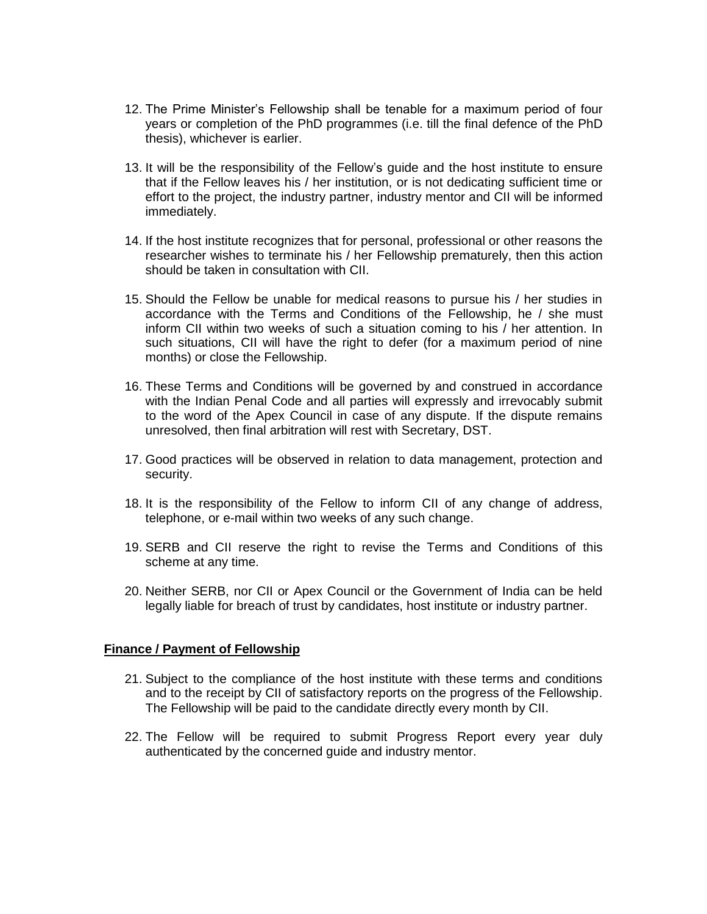12. The Prime Minister's Fellowship shall be tenable for a maximum period of four years or completion of the PhD programmes (i.e. till the final defence of the PhD thesis), whichever is earlier.

13. It will be the responsibility of the Fellow's guide and the host institute to ensure that if the Fellow leaves his / her institution, or is not dedicating sufficient time or effort to the project, the industry partner, industry mentor and CII will be informed immediately.

14. If the host institute recognizes that for personal, professional or other reasons the researcher wishes to terminate his / her Fellowship prematurely, then this action should be taken in consultation with CII.

15. Should the Fellow be unable for medical reasons to pursue his / her studies in accordance with the Terms and Conditions of the Fellowship, he / she must inform CII within two weeks of such a situation coming to his / her attention. In such situations, CII will have the right to defer (for a maximum period of nine months) or close the Fellowship.

16. These Terms and Conditions will be governed by and construed in accordance with the Indian Penal Code and all parties will expressly and irrevocably submit to the word of the Apex Council in case of any dispute. If the dispute remains unresolved, then final arbitration will rest with Secretary, DST.

17. Good practices will be observed in relation to data management, protection and security.

18. It is the responsibility of the Fellow to inform CII of any change of address, telephone, or e-mail within two weeks of any such change.

19. SERB and CII reserve the right to revise the Terms and Conditions of this scheme at any time.

20. Neither SERB, nor CII or Apex Council or the Government of India can be held legally liable for breach of trust by candidates, host institute or industry partner.

**Finance / Payment of Fellowship**

21. Subject to the compliance of the host institute with these terms and conditions and to the receipt by CII of satisfactory reports on the progress of the Fellowship. The Fellowship will be paid to the candidate directly every month by CII.

22. The Fellow will be required to submit Progress Report every year duly authenticated by the concerned guide and industry mentor.